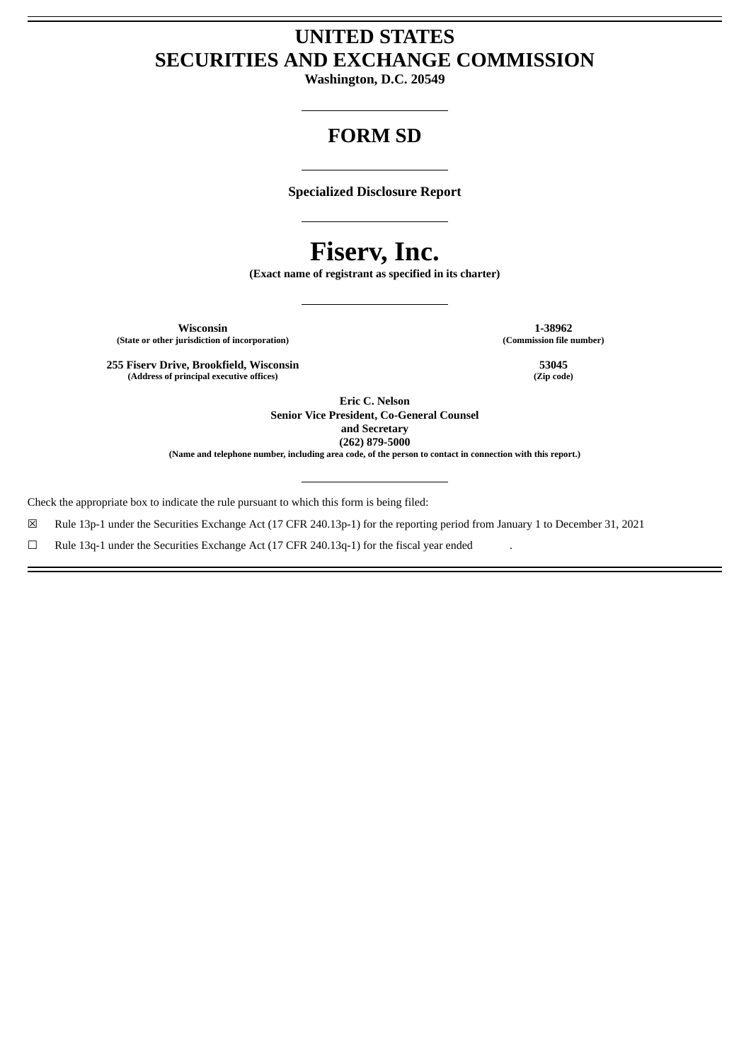# UNITED STATES
# SECURITIES AND EXCHANGE COMMISSION

**Washington, D.C. 20549**

---

## FORM SD

---

**Specialized Disclosure Report**

---

# Fiserv, Inc.

**(Exact name of registrant as specified in its charter)**

---

| | |
|---|---|
| **Wisconsin** | **1-38962** |
| **(State or other jurisdiction of incorporation)** | **(Commission file number)** |
| **255 Fiserv Drive, Brookfield, Wisconsin** | **53045** |
| **(Address of principal executive offices)** | **(Zip code)** |

**Eric C. Nelson**
**Senior Vice President, Co-General Counsel**
**and Secretary**
**(262) 879-5000**
**(Name and telephone number, including area code, of the person to contact in connection with this report.)**

---

Check the appropriate box to indicate the rule pursuant to which this form is being filed:

☒ Rule 13p-1 under the Securities Exchange Act (17 CFR 240.13p-1) for the reporting period from January 1 to December 31, 2021

☐ Rule 13q-1 under the Securities Exchange Act (17 CFR 240.13q-1) for the fiscal year ended .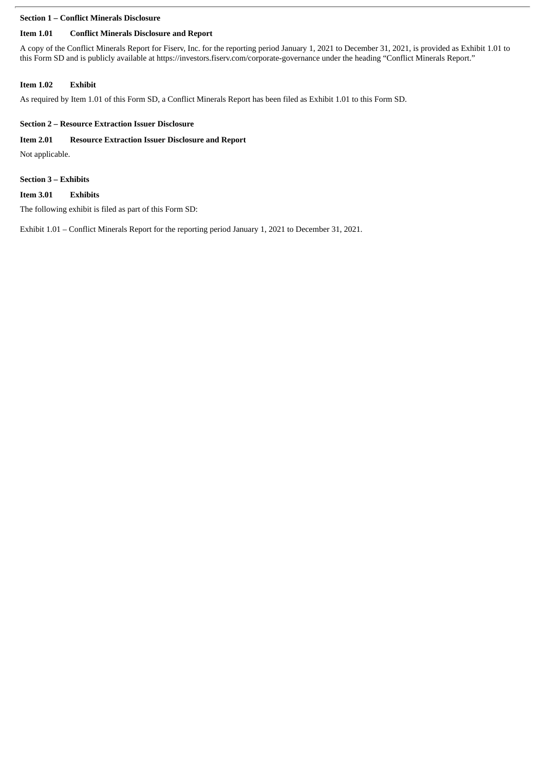## Section 1 – Conflict Minerals Disclosure

### Item 1.01 Conflict Minerals Disclosure and Report

A copy of the Conflict Minerals Report for Fiserv, Inc. for the reporting period January 1, 2021 to December 31, 2021, is provided as Exhibit 1.01 to this Form SD and is publicly available at https://investors.fiserv.com/corporate-governance under the heading "Conflict Minerals Report."

### Item 1.02 Exhibit

As required by Item 1.01 of this Form SD, a Conflict Minerals Report has been filed as Exhibit 1.01 to this Form SD.

## Section 2 – Resource Extraction Issuer Disclosure

### Item 2.01 Resource Extraction Issuer Disclosure and Report

Not applicable.

## Section 3 – Exhibits

### Item 3.01 Exhibits

The following exhibit is filed as part of this Form SD:

Exhibit 1.01 – Conflict Minerals Report for the reporting period January 1, 2021 to December 31, 2021.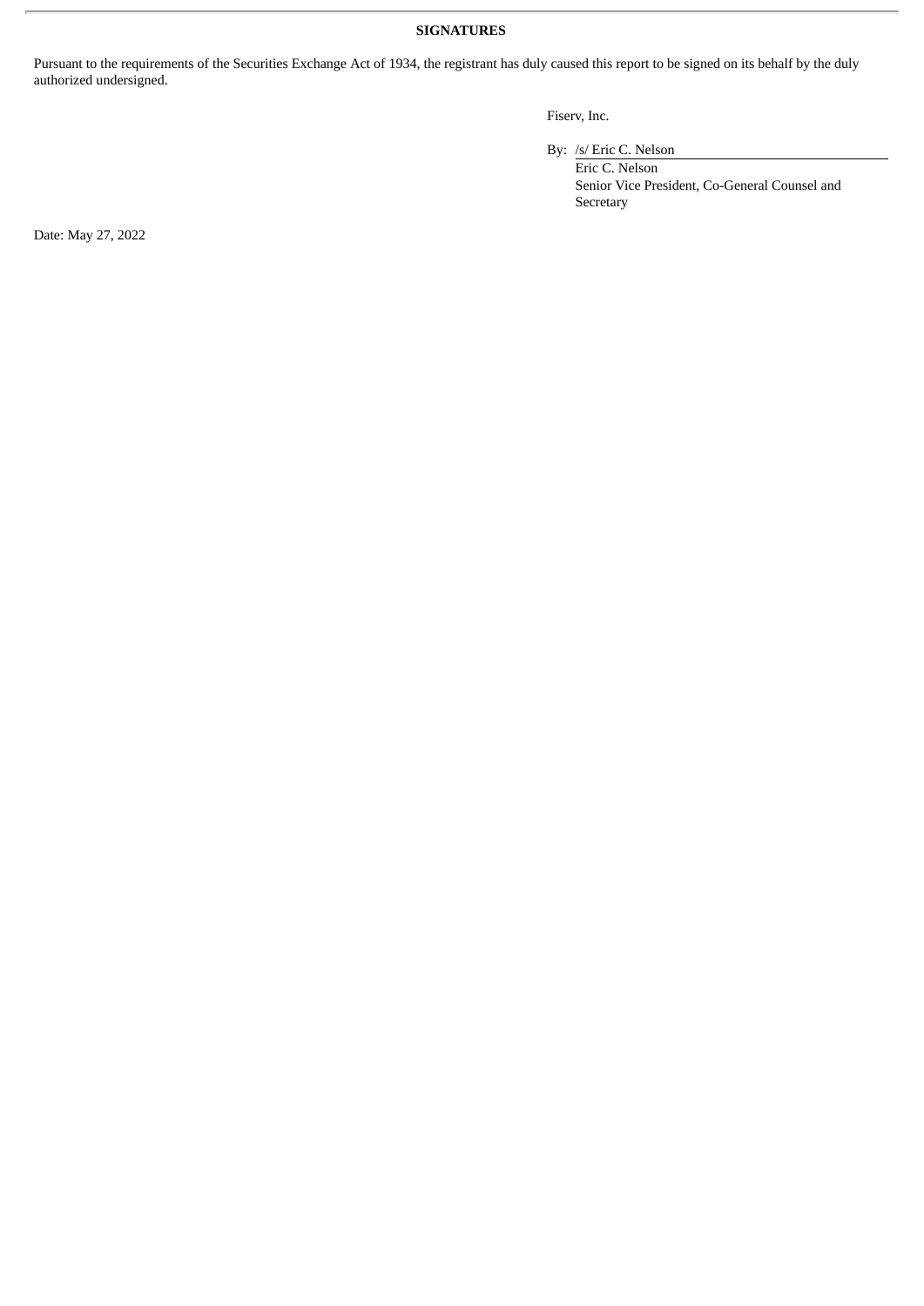**SIGNATURES**

Pursuant to the requirements of the Securities Exchange Act of 1934, the registrant has duly caused this report to be signed on its behalf by the duly authorized undersigned.

Fiserv, Inc.

By: /s/ Eric C. Nelson
Eric C. Nelson
Senior Vice President, Co-General Counsel and Secretary

Date: May 27, 2022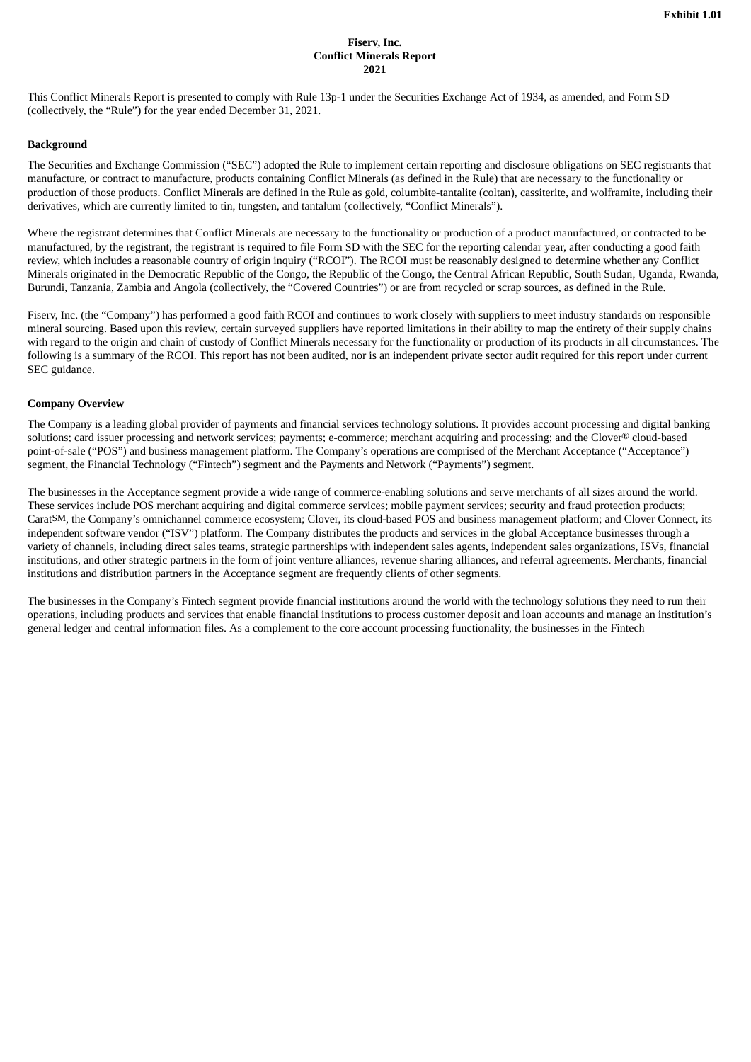**Exhibit 1.01**

**Fiserv, Inc.**
**Conflict Minerals Report**
**2021**

This Conflict Minerals Report is presented to comply with Rule 13p-1 under the Securities Exchange Act of 1934, as amended, and Form SD (collectively, the "Rule") for the year ended December 31, 2021.

**Background**

The Securities and Exchange Commission ("SEC") adopted the Rule to implement certain reporting and disclosure obligations on SEC registrants that manufacture, or contract to manufacture, products containing Conflict Minerals (as defined in the Rule) that are necessary to the functionality or production of those products. Conflict Minerals are defined in the Rule as gold, columbite-tantalite (coltan), cassiterite, and wolframite, including their derivatives, which are currently limited to tin, tungsten, and tantalum (collectively, "Conflict Minerals").

Where the registrant determines that Conflict Minerals are necessary to the functionality or production of a product manufactured, or contracted to be manufactured, by the registrant, the registrant is required to file Form SD with the SEC for the reporting calendar year, after conducting a good faith review, which includes a reasonable country of origin inquiry ("RCOI"). The RCOI must be reasonably designed to determine whether any Conflict Minerals originated in the Democratic Republic of the Congo, the Republic of the Congo, the Central African Republic, South Sudan, Uganda, Rwanda, Burundi, Tanzania, Zambia and Angola (collectively, the "Covered Countries") or are from recycled or scrap sources, as defined in the Rule.

Fiserv, Inc. (the "Company") has performed a good faith RCOI and continues to work closely with suppliers to meet industry standards on responsible mineral sourcing. Based upon this review, certain surveyed suppliers have reported limitations in their ability to map the entirety of their supply chains with regard to the origin and chain of custody of Conflict Minerals necessary for the functionality or production of its products in all circumstances. The following is a summary of the RCOI. This report has not been audited, nor is an independent private sector audit required for this report under current SEC guidance.

**Company Overview**

The Company is a leading global provider of payments and financial services technology solutions. It provides account processing and digital banking solutions; card issuer processing and network services; payments; e-commerce; merchant acquiring and processing; and the Clover® cloud-based point-of-sale ("POS") and business management platform. The Company's operations are comprised of the Merchant Acceptance ("Acceptance") segment, the Financial Technology ("Fintech") segment and the Payments and Network ("Payments") segment.

The businesses in the Acceptance segment provide a wide range of commerce-enabling solutions and serve merchants of all sizes around the world. These services include POS merchant acquiring and digital commerce services; mobile payment services; security and fraud protection products; Carat℠, the Company's omnichannel commerce ecosystem; Clover, its cloud-based POS and business management platform; and Clover Connect, its independent software vendor ("ISV") platform. The Company distributes the products and services in the global Acceptance businesses through a variety of channels, including direct sales teams, strategic partnerships with independent sales agents, independent sales organizations, ISVs, financial institutions, and other strategic partners in the form of joint venture alliances, revenue sharing alliances, and referral agreements. Merchants, financial institutions and distribution partners in the Acceptance segment are frequently clients of other segments.

The businesses in the Company's Fintech segment provide financial institutions around the world with the technology solutions they need to run their operations, including products and services that enable financial institutions to process customer deposit and loan accounts and manage an institution's general ledger and central information files. As a complement to the core account processing functionality, the businesses in the Fintech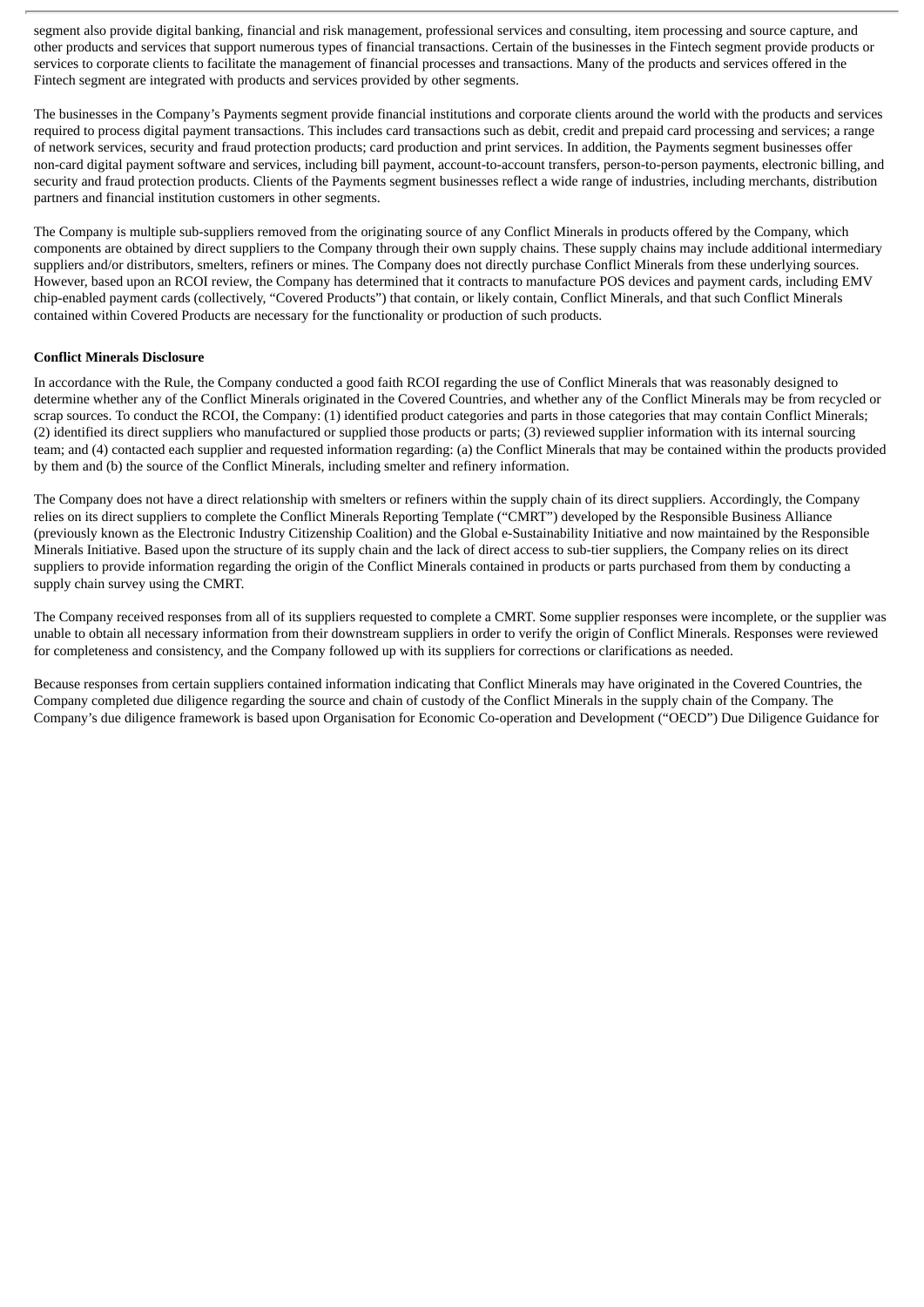segment also provide digital banking, financial and risk management, professional services and consulting, item processing and source capture, and other products and services that support numerous types of financial transactions. Certain of the businesses in the Fintech segment provide products or services to corporate clients to facilitate the management of financial processes and transactions. Many of the products and services offered in the Fintech segment are integrated with products and services provided by other segments.

The businesses in the Company's Payments segment provide financial institutions and corporate clients around the world with the products and services required to process digital payment transactions. This includes card transactions such as debit, credit and prepaid card processing and services; a range of network services, security and fraud protection products; card production and print services. In addition, the Payments segment businesses offer non-card digital payment software and services, including bill payment, account-to-account transfers, person-to-person payments, electronic billing, and security and fraud protection products. Clients of the Payments segment businesses reflect a wide range of industries, including merchants, distribution partners and financial institution customers in other segments.

The Company is multiple sub-suppliers removed from the originating source of any Conflict Minerals in products offered by the Company, which components are obtained by direct suppliers to the Company through their own supply chains. These supply chains may include additional intermediary suppliers and/or distributors, smelters, refiners or mines. The Company does not directly purchase Conflict Minerals from these underlying sources. However, based upon an RCOI review, the Company has determined that it contracts to manufacture POS devices and payment cards, including EMV chip-enabled payment cards (collectively, "Covered Products") that contain, or likely contain, Conflict Minerals, and that such Conflict Minerals contained within Covered Products are necessary for the functionality or production of such products.

**Conflict Minerals Disclosure**

In accordance with the Rule, the Company conducted a good faith RCOI regarding the use of Conflict Minerals that was reasonably designed to determine whether any of the Conflict Minerals originated in the Covered Countries, and whether any of the Conflict Minerals may be from recycled or scrap sources. To conduct the RCOI, the Company: (1) identified product categories and parts in those categories that may contain Conflict Minerals; (2) identified its direct suppliers who manufactured or supplied those products or parts; (3) reviewed supplier information with its internal sourcing team; and (4) contacted each supplier and requested information regarding: (a) the Conflict Minerals that may be contained within the products provided by them and (b) the source of the Conflict Minerals, including smelter and refinery information.

The Company does not have a direct relationship with smelters or refiners within the supply chain of its direct suppliers. Accordingly, the Company relies on its direct suppliers to complete the Conflict Minerals Reporting Template ("CMRT") developed by the Responsible Business Alliance (previously known as the Electronic Industry Citizenship Coalition) and the Global e-Sustainability Initiative and now maintained by the Responsible Minerals Initiative. Based upon the structure of its supply chain and the lack of direct access to sub-tier suppliers, the Company relies on its direct suppliers to provide information regarding the origin of the Conflict Minerals contained in products or parts purchased from them by conducting a supply chain survey using the CMRT.

The Company received responses from all of its suppliers requested to complete a CMRT. Some supplier responses were incomplete, or the supplier was unable to obtain all necessary information from their downstream suppliers in order to verify the origin of Conflict Minerals. Responses were reviewed for completeness and consistency, and the Company followed up with its suppliers for corrections or clarifications as needed.

Because responses from certain suppliers contained information indicating that Conflict Minerals may have originated in the Covered Countries, the Company completed due diligence regarding the source and chain of custody of the Conflict Minerals in the supply chain of the Company. The Company's due diligence framework is based upon Organisation for Economic Co-operation and Development ("OECD") Due Diligence Guidance for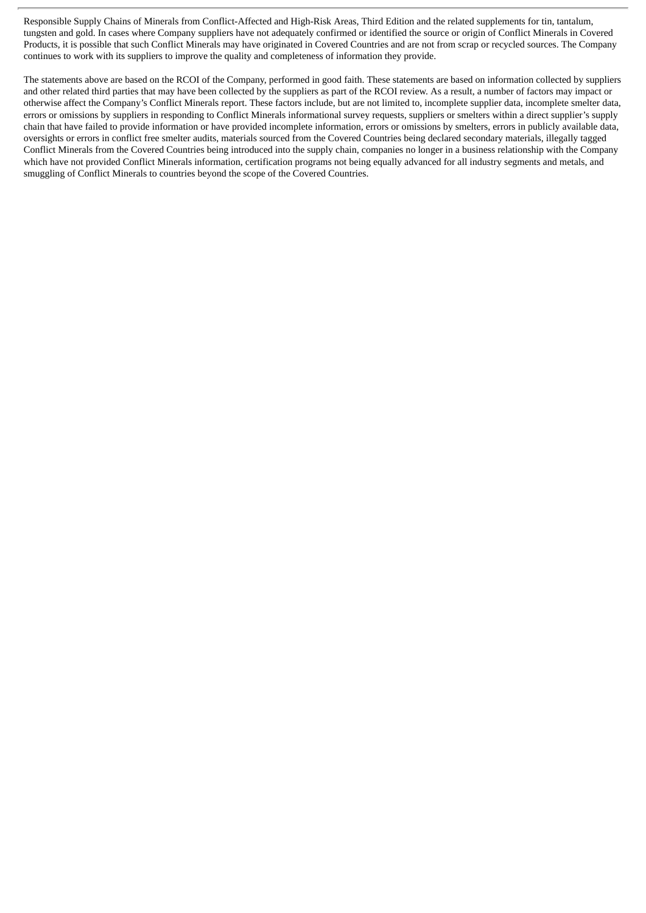Responsible Supply Chains of Minerals from Conflict-Affected and High-Risk Areas, Third Edition and the related supplements for tin, tantalum, tungsten and gold. In cases where Company suppliers have not adequately confirmed or identified the source or origin of Conflict Minerals in Covered Products, it is possible that such Conflict Minerals may have originated in Covered Countries and are not from scrap or recycled sources. The Company continues to work with its suppliers to improve the quality and completeness of information they provide.

The statements above are based on the RCOI of the Company, performed in good faith. These statements are based on information collected by suppliers and other related third parties that may have been collected by the suppliers as part of the RCOI review. As a result, a number of factors may impact or otherwise affect the Company's Conflict Minerals report. These factors include, but are not limited to, incomplete supplier data, incomplete smelter data, errors or omissions by suppliers in responding to Conflict Minerals informational survey requests, suppliers or smelters within a direct supplier's supply chain that have failed to provide information or have provided incomplete information, errors or omissions by smelters, errors in publicly available data, oversights or errors in conflict free smelter audits, materials sourced from the Covered Countries being declared secondary materials, illegally tagged Conflict Minerals from the Covered Countries being introduced into the supply chain, companies no longer in a business relationship with the Company which have not provided Conflict Minerals information, certification programs not being equally advanced for all industry segments and metals, and smuggling of Conflict Minerals to countries beyond the scope of the Covered Countries.